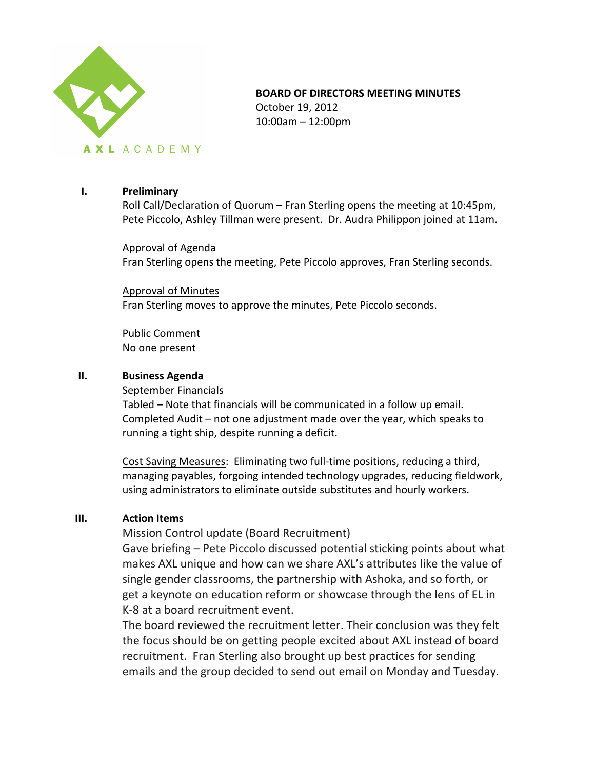AXL ACADEMY

**BOARD OF DIRECTORS MEETING MINUTES**
October 19, 2012
10:00am – 12:00pm

## I. Preliminary

Roll Call/Declaration of Quorum – Fran Sterling opens the meeting at 10:45pm, Pete Piccolo, Ashley Tillman were present. Dr. Audra Philippon joined at 11am.

Approval of Agenda
Fran Sterling opens the meeting, Pete Piccolo approves, Fran Sterling seconds.

Approval of Minutes
Fran Sterling moves to approve the minutes, Pete Piccolo seconds.

Public Comment
No one present

## II. Business Agenda

September Financials
Tabled – Note that financials will be communicated in a follow up email.
Completed Audit – not one adjustment made over the year, which speaks to running a tight ship, despite running a deficit.

Cost Saving Measures: Eliminating two full-time positions, reducing a third, managing payables, forgoing intended technology upgrades, reducing fieldwork, using administrators to eliminate outside substitutes and hourly workers.

## III. Action Items

Mission Control update (Board Recruitment)
Gave briefing – Pete Piccolo discussed potential sticking points about what makes AXL unique and how can we share AXL's attributes like the value of single gender classrooms, the partnership with Ashoka, and so forth, or get a keynote on education reform or showcase through the lens of EL in K-8 at a board recruitment event.
The board reviewed the recruitment letter. Their conclusion was they felt the focus should be on getting people excited about AXL instead of board recruitment. Fran Sterling also brought up best practices for sending emails and the group decided to send out email on Monday and Tuesday.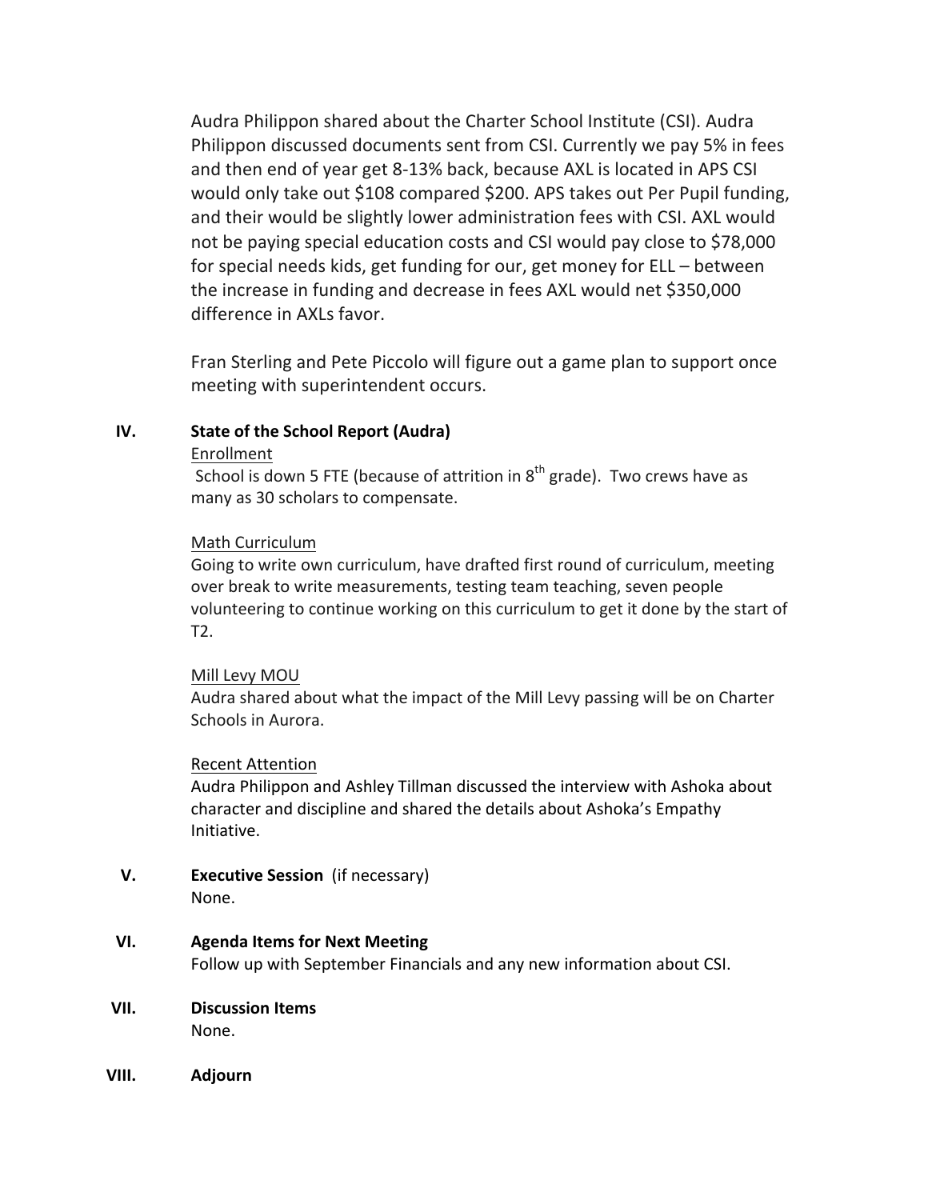Audra Philippon shared about the Charter School Institute (CSI). Audra Philippon discussed documents sent from CSI. Currently we pay 5% in fees and then end of year get 8-13% back, because AXL is located in APS CSI would only take out $108 compared $200. APS takes out Per Pupil funding, and their would be slightly lower administration fees with CSI. AXL would not be paying special education costs and CSI would pay close to $78,000 for special needs kids, get funding for our, get money for ELL – between the increase in funding and decrease in fees AXL would net $350,000 difference in AXLs favor.

Fran Sterling and Pete Piccolo will figure out a game plan to support once meeting with superintendent occurs.

**IV. State of the School Report (Audra)**

Enrollment

School is down 5 FTE (because of attrition in 8th grade). Two crews have as many as 30 scholars to compensate.

Math Curriculum

Going to write own curriculum, have drafted first round of curriculum, meeting over break to write measurements, testing team teaching, seven people volunteering to continue working on this curriculum to get it done by the start of T2.

Mill Levy MOU

Audra shared about what the impact of the Mill Levy passing will be on Charter Schools in Aurora.

Recent Attention

Audra Philippon and Ashley Tillman discussed the interview with Ashoka about character and discipline and shared the details about Ashoka's Empathy Initiative.

**V. Executive Session** (if necessary)

None.

**VI. Agenda Items for Next Meeting**

Follow up with September Financials and any new information about CSI.

**VII. Discussion Items**

None.

**VIII. Adjourn**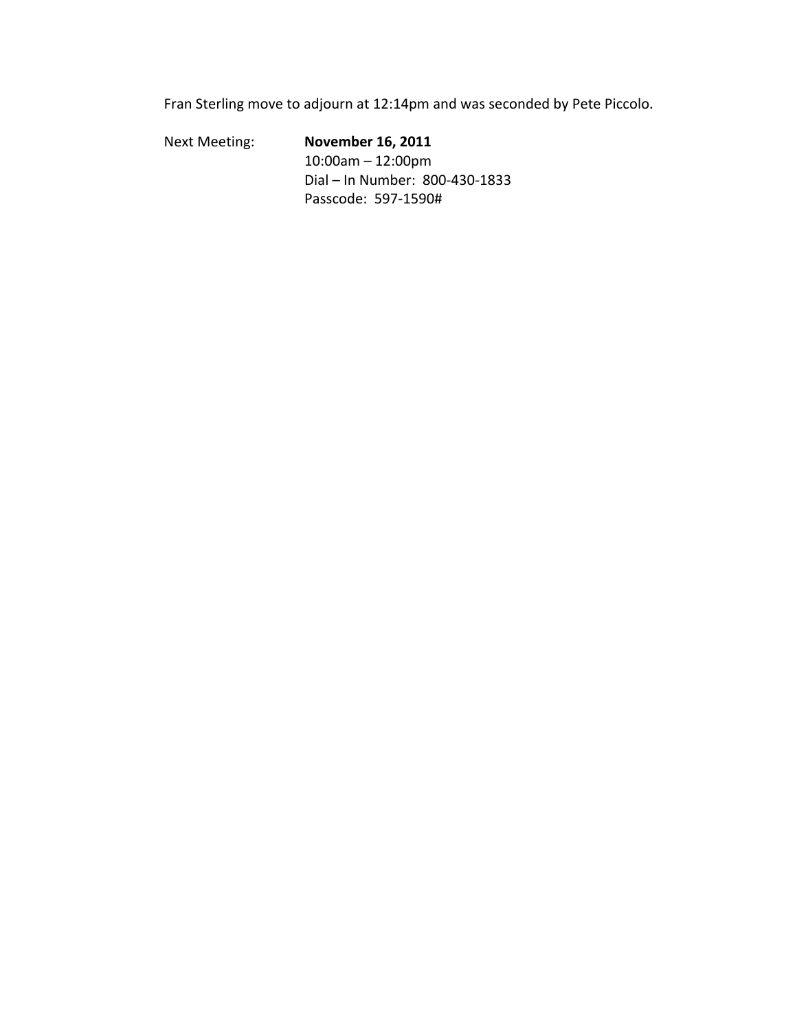Fran Sterling move to adjourn at 12:14pm and was seconded by Pete Piccolo.

Next Meeting: **November 16, 2011**
10:00am – 12:00pm
Dial – In Number: 800-430-1833
Passcode: 597-1590#